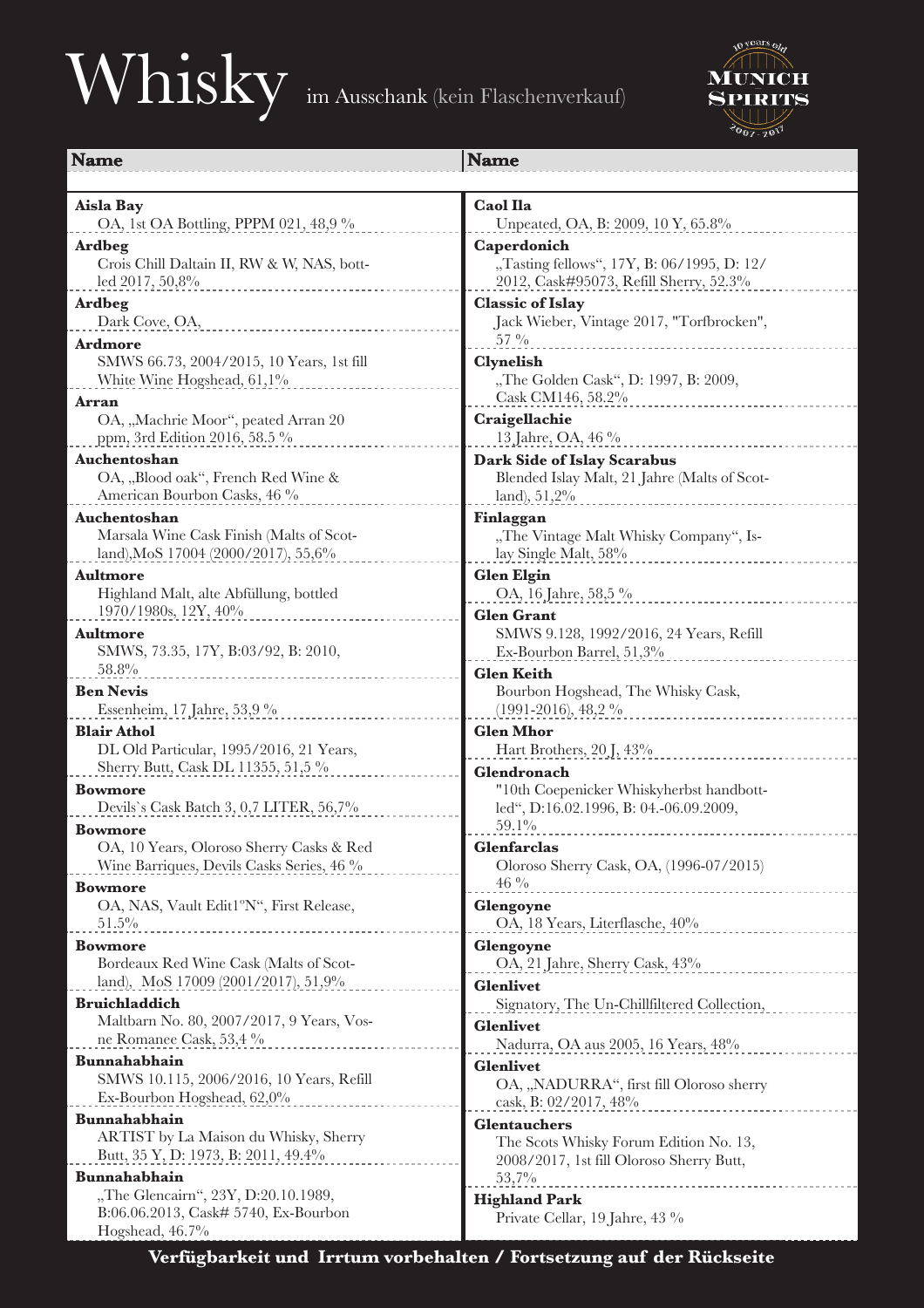# Whisky im Ausschank (kein Flaschenverkauf)

MUNICH SPIRITS
10 years old
2007 - 2017

| Name |
| --- |
| **Aisla Bay** OA, 1st OA Bottling, PPPM 021, 48,9 % |
| **Ardbeg** Crois Chill Daltain II, RW & W, NAS, bottled 2017, 50,8% |
| **Ardbeg** Dark Cove, OA, |
| **Ardmore** SMWS 66.73, 2004/2015, 10 Years, 1st fill White Wine Hogshead, 61,1% |
| **Arran** OA, „Machrie Moor", peated Arran 20 ppm, 3rd Edition 2016, 58.5 % |
| **Auchentoshan** OA, „Blood oak", French Red Wine & American Bourbon Casks, 46 % |
| **Auchentoshan** Marsala Wine Cask Finish (Malts of Scotland),MoS 17004 (2000/2017), 55,6% |
| **Aultmore** Highland Malt, alte Abfüllung, bottled 1970/1980s, 12Y, 40% |
| **Aultmore** SMWS, 73.35, 17Y, B:03/92, B: 2010, 58.8% |
| **Ben Nevis** Essenheim, 17 Jahre, 53,9 % |
| **Blair Athol** DL Old Particular, 1995/2016, 21 Years, Sherry Butt, Cask DL 11355, 51,5 % |
| **Bowmore** Devils`s Cask Batch 3, 0,7 LITER, 56,7% |
| **Bowmore** OA, 10 Years, Oloroso Sherry Casks & Red Wine Barriques, Devils Casks Series, 46 % |
| **Bowmore** OA, NAS, Vault Edit1°N", First Release, 51.5% |
| **Bowmore** Bordeaux Red Wine Cask (Malts of Scotland), MoS 17009 (2001/2017), 51,9% |
| **Bruichladdich** Maltbarn No. 80, 2007/2017, 9 Years, Vosne Romanee Cask, 53,4 % |
| **Bunnahabhain** SMWS 10.115, 2006/2016, 10 Years, Refill Ex-Bourbon Hogshead, 62,0% |
| **Bunnahabhain** ARTIST by La Maison du Whisky, Sherry Butt, 35 Y, D: 1973, B: 2011, 49.4% |
| **Bunnahabhain** „The Glencairn", 23Y, D:20.10.1989, B:06.06.2013, Cask# 5740, Ex-Bourbon Hogshead, 46.7% |
| **Caol Ila** Unpeated, OA, B: 2009, 10 Y, 65.8% |
| **Caperdonich** „Tasting fellows", 17Y, B: 06/1995, D: 12/ 2012, Cask#95073, Refill Sherry, 52.3% |
| **Classic of Islay** Jack Wieber, Vintage 2017, "Torfbrocken", 57 % |
| **Clynelish** „The Golden Cask", D: 1997, B: 2009, Cask CM146, 58.2% |
| **Craigellachie** 13 Jahre, OA, 46 % |
| **Dark Side of Islay Scarabus** Blended Islay Malt, 21 Jahre (Malts of Scotland), 51,2% |
| **Finlaggan** „The Vintage Malt Whisky Company", Islay Single Malt, 58% |
| **Glen Elgin** OA, 16 Jahre, 58,5 % |
| **Glen Grant** SMWS 9.128, 1992/2016, 24 Years, Refill Ex-Bourbon Barrel, 51,3% |
| **Glen Keith** Bourbon Hogshead, The Whisky Cask, (1991-2016), 48,2 % |
| **Glen Mhor** Hart Brothers, 20 J, 43% |
| **Glendronach** "10th Coepenicker Whiskyherbst handbottled", D:16.02.1996, B: 04.-06.09.2009, 59.1% |
| **Glenfarclas** Oloroso Sherry Cask, OA, (1996-07/2015) 46 % |
| **Glengoyne** OA, 18 Years, Literflasche, 40% |
| **Glengoyne** OA, 21 Jahre, Sherry Cask, 43% |
| **Glenlivet** Signatory, The Un-Chillfiltered Collection, |
| **Glenlivet** Nadurra, OA aus 2005, 16 Years, 48% |
| **Glenlivet** OA, „NADURRA", first fill Oloroso sherry cask, B: 02/2017, 48% |
| **Glentauchers** The Scots Whisky Forum Edition No. 13, 2008/2017, 1st fill Oloroso Sherry Butt, 53,7% |
| **Highland Park** Private Cellar, 19 Jahre, 43 % |

**Verfügbarkeit und Irrtum vorbehalten / Fortsetzung auf der Rückseite**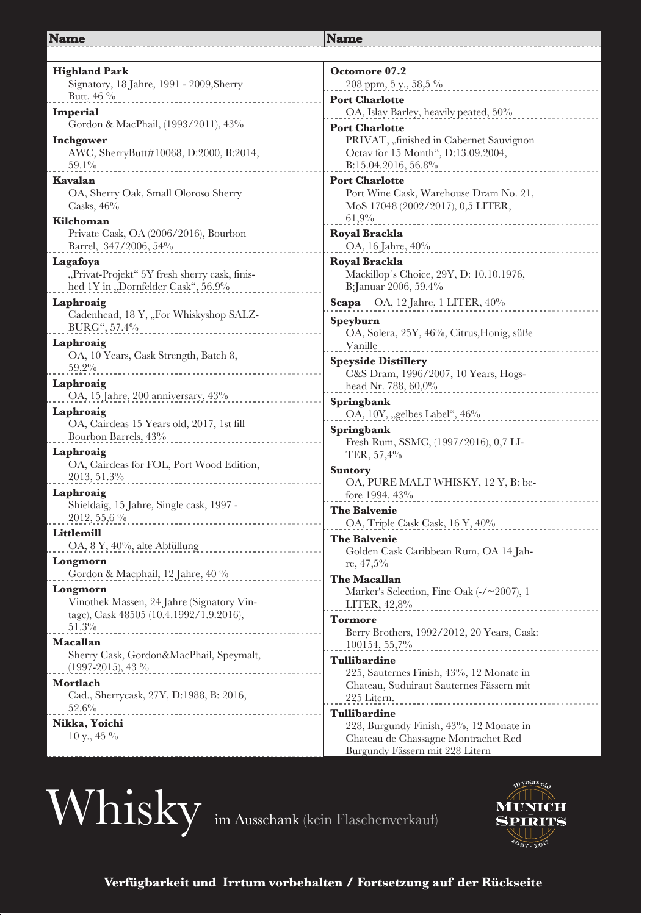| Name | Name |
|---|---|
| **Highland Park** Signatory, 18 Jahre, 1991 - 2009,Sherry Butt, 46 % | **Octomore 07.2** 208 ppm, 5 y., 58,5 % |
| **Imperial** Gordon & MacPhail, (1993/2011), 43% | **Port Charlotte** OA, Islay Barley, heavily peated, 50% |
| **Inchgower** AWC, SherryButt#10068, D:2000, B:2014, 59.1% | **Port Charlotte** PRIVAT, „finished in Cabernet Sauvignon Octav for 15 Month", D:13.09.2004, B:15.04.2016, 56.8% |
| **Kavalan** OA, Sherry Oak, Small Oloroso Sherry Casks, 46% | **Port Charlotte** Port Wine Cask, Warehouse Dram No. 21, MoS 17048 (2002/2017), 0,5 LITER, 61,9% |
| **Kilchoman** Private Cask, OA (2006/2016), Bourbon Barrel, 347/2006, 54% | **Royal Brackla** OA, 16 Jahre, 40% |
| **Lagafoya** „Privat-Projekt" 5Y fresh sherry cask, finished 1Y in „Dornfelder Cask", 56.9% | **Royal Brackla** Mackillop´s Choice, 29Y, D: 10.10.1976, B:Januar 2006, 59.4% |
| **Laphroaig** Cadenhead, 18 Y, „For Whiskyshop SALZBURG", 57.4% | **Scapa** OA, 12 Jahre, 1 LITER, 40% |
| **Laphroaig** OA, 10 Years, Cask Strength, Batch 8, 59,2% | **Speyburn** OA, Solera, 25Y, 46%, Citrus,Honig, süße Vanille |
| **Laphroaig** OA, 15 Jahre, 200 anniversary, 43% | **Speyside Distillery** C&S Dram, 1996/2007, 10 Years, Hogshead Nr. 788, 60,0% |
| **Laphroaig** OA, Cairdeas 15 Years old, 2017, 1st fill Bourbon Barrels, 43% | **Springbank** OA, 10Y, „gelbes Label", 46% |
| **Laphroaig** OA, Cairdeas for FOL, Port Wood Edition, 2013, 51.3% | **Springbank** Fresh Rum, SSMC, (1997/2016), 0,7 LITER, 57,4% |
| **Laphroaig** Shieldaig, 15 Jahre, Single cask, 1997 - 2012, 55,6 % | **Suntory** OA, PURE MALT WHISKY, 12 Y, B: before 1994, 43% |
| **Littlemill** OA, 8 Y, 40%, alte Abfüllung | **The Balvenie** OA, Triple Cask Cask, 16 Y, 40% |
| **Longmorn** Gordon & Macphail, 12 Jahre, 40 % | **The Balvenie** Golden Cask Caribbean Rum, OA 14 Jahre, 47,5% |
| **Longmorn** Vinothek Massen, 24 Jahre (Signatory Vintage), Cask 48505 (10.4.1992/1.9.2016), 51.3% | **The Macallan** Marker's Selection, Fine Oak (-/~2007), 1 LITER, 42,8% |
| **Macallan** Sherry Cask, Gordon&MacPhail, Speymalt, (1997-2015), 43 % | **Tormore** Berry Brothers, 1992/2012, 20 Years, Cask: 100154, 55,7% |
| **Mortlach** Cad., Sherrycask, 27Y, D:1988, B: 2016, 52.6% | **Tullibardine** 225, Sauternes Finish, 43%, 12 Monate in Chateau, Suduiraut Sauternes Fässern mit 225 Litern. |
| **Nikka, Yoichi** 10 y., 45 % | **Tullibardine** 228, Burgundy Finish, 43%, 12 Monate in Chateau de Chassagne Montrachet Red Burgundy Fässern mit 228 Litern |

# Whisky im Ausschank (kein Flaschenverkauf)

MUNICH SPIRITS – 10 years old – 2007 - 2017

**Verfügbarkeit und Irrtum vorbehalten / Fortsetzung auf der Rückseite**